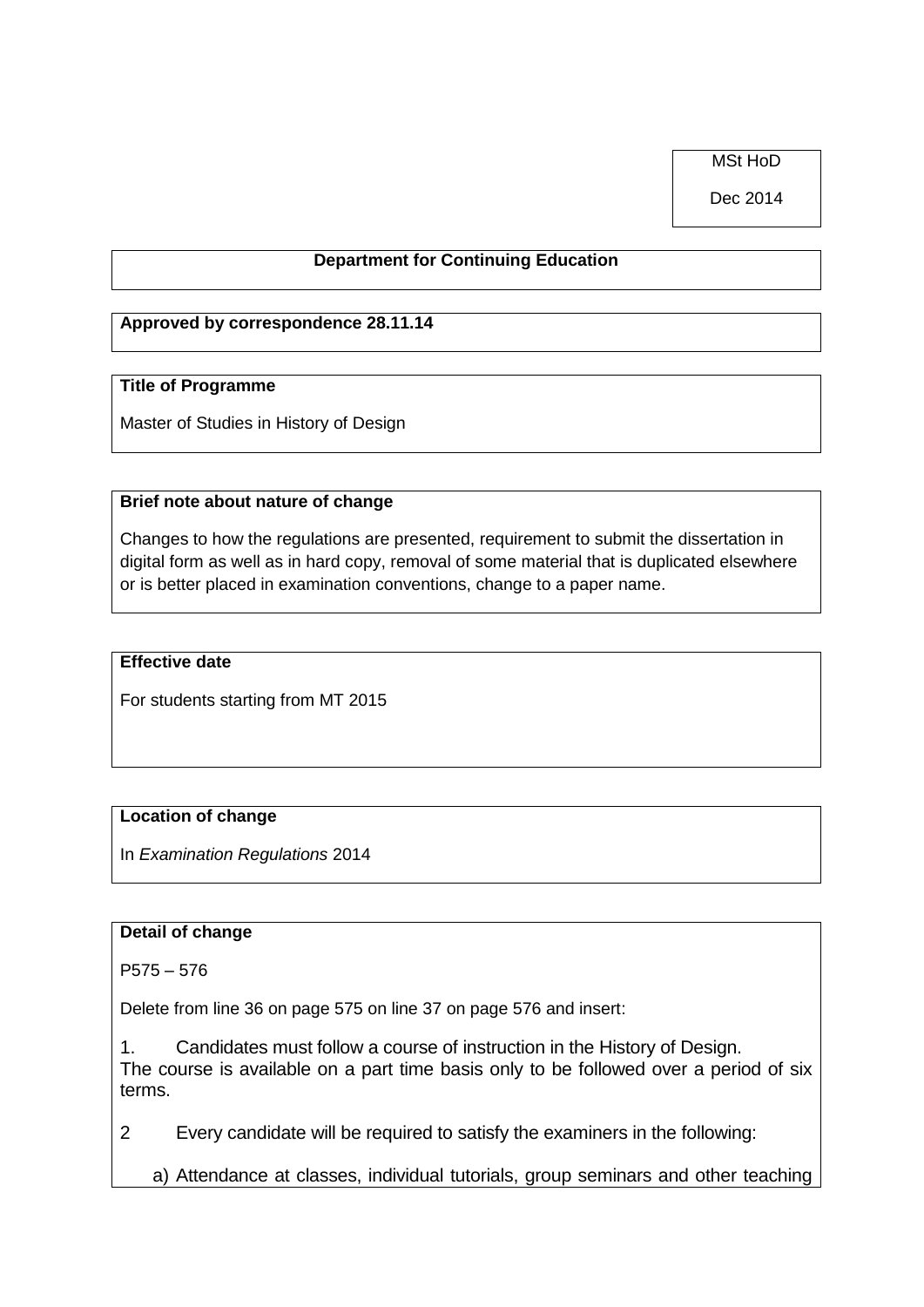MSt HoD

Dec 2014

**Department for Continuing Education**

**Approved by correspondence 28.11.14**

**Title of Programme**

Master of Studies in History of Design

**Brief note about nature of change**

Changes to how the regulations are presented, requirement to submit the dissertation in digital form as well as in hard copy, removal of some material that is duplicated elsewhere or is better placed in examination conventions, change to a paper name.

**Effective date**

For students starting from MT 2015

**Location of change**

In *Examination Regulations* 2014

**Detail of change**

P575 – 576

Delete from line 36 on page 575 on line 37 on page 576 and insert:

1. Candidates must follow a course of instruction in the History of Design. The course is available on a part time basis only to be followed over a period of six terms.

2 Every candidate will be required to satisfy the examiners in the following:

a) Attendance at classes, individual tutorials, group seminars and other teaching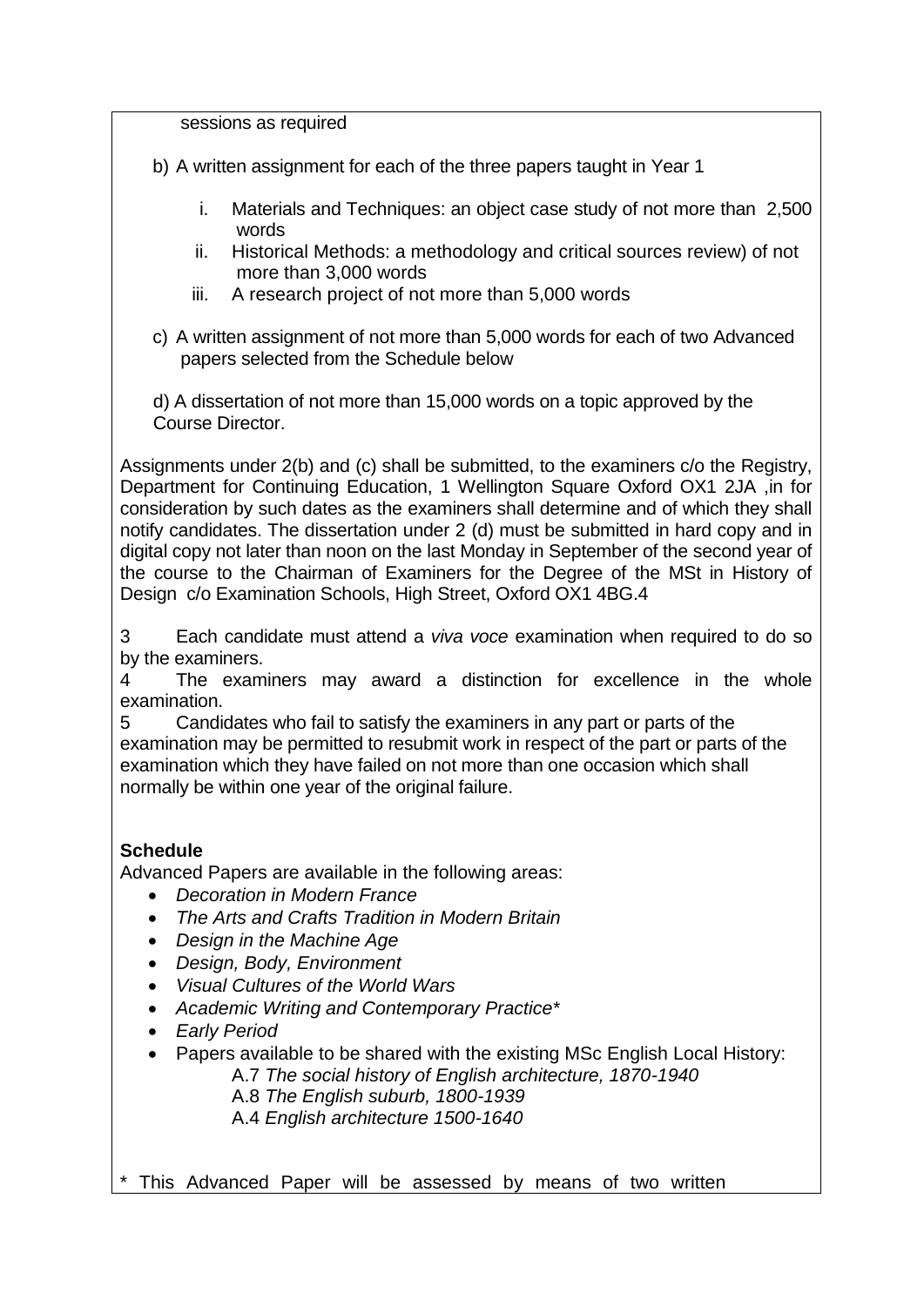sessions as required

b) A written assignment for each of the three papers taught in Year 1

   i. Materials and Techniques: an object case study of not more than 2,500 words
   ii. Historical Methods: a methodology and critical sources review) of not more than 3,000 words
   iii. A research project of not more than 5,000 words

c) A written assignment of not more than 5,000 words for each of two Advanced papers selected from the Schedule below

d) A dissertation of not more than 15,000 words on a topic approved by the Course Director.

Assignments under 2(b) and (c) shall be submitted, to the examiners c/o the Registry, Department for Continuing Education, 1 Wellington Square Oxford OX1 2JA ,in for consideration by such dates as the examiners shall determine and of which they shall notify candidates. The dissertation under 2 (d) must be submitted in hard copy and in digital copy not later than noon on the last Monday in September of the second year of the course to the Chairman of Examiners for the Degree of the MSt in History of Design c/o Examination Schools, High Street, Oxford OX1 4BG.4

3 Each candidate must attend a *viva voce* examination when required to do so by the examiners.

4 The examiners may award a distinction for excellence in the whole examination.

5 Candidates who fail to satisfy the examiners in any part or parts of the examination may be permitted to resubmit work in respect of the part or parts of the examination which they have failed on not more than one occasion which shall normally be within one year of the original failure.

**Schedule**

Advanced Papers are available in the following areas:

- *Decoration in Modern France*
- *The Arts and Crafts Tradition in Modern Britain*
- *Design in the Machine Age*
- *Design, Body, Environment*
- *Visual Cultures of the World Wars*
- *Academic Writing and Contemporary Practice**
- *Early Period*
- Papers available to be shared with the existing MSc English Local History:
  - A.7 *The social history of English architecture, 1870-1940*
  - A.8 *The English suburb, 1800-1939*
  - A.4 *English architecture 1500-1640*

* This Advanced Paper will be assessed by means of two written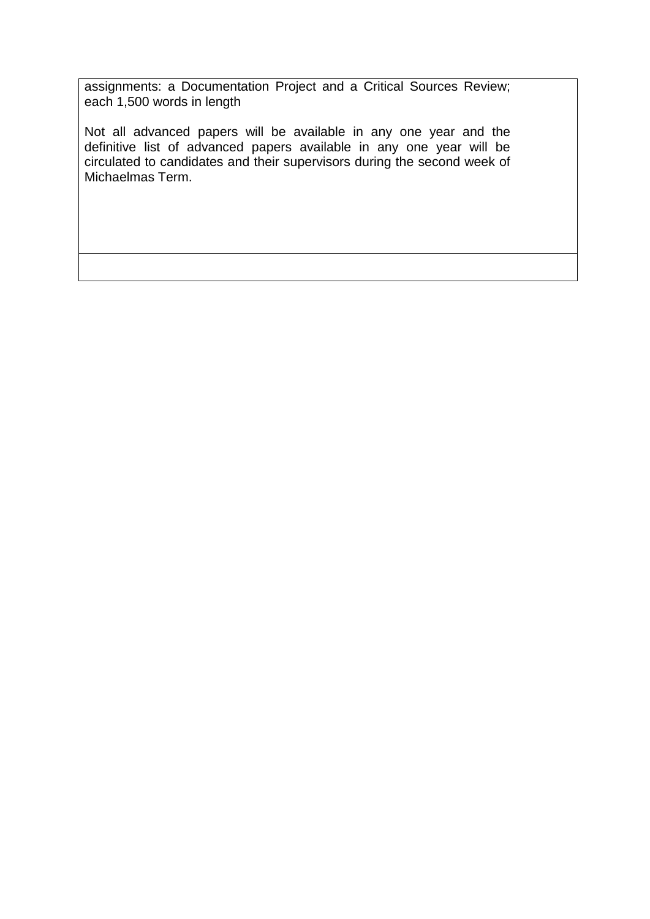| |
|---|
| assignments: a Documentation Project and a Critical Sources Review; each 1,500 words in length<br><br>Not all advanced papers will be available in any one year and the definitive list of advanced papers available in any one year will be circulated to candidates and their supervisors during the second week of Michaelmas Term. |
| |